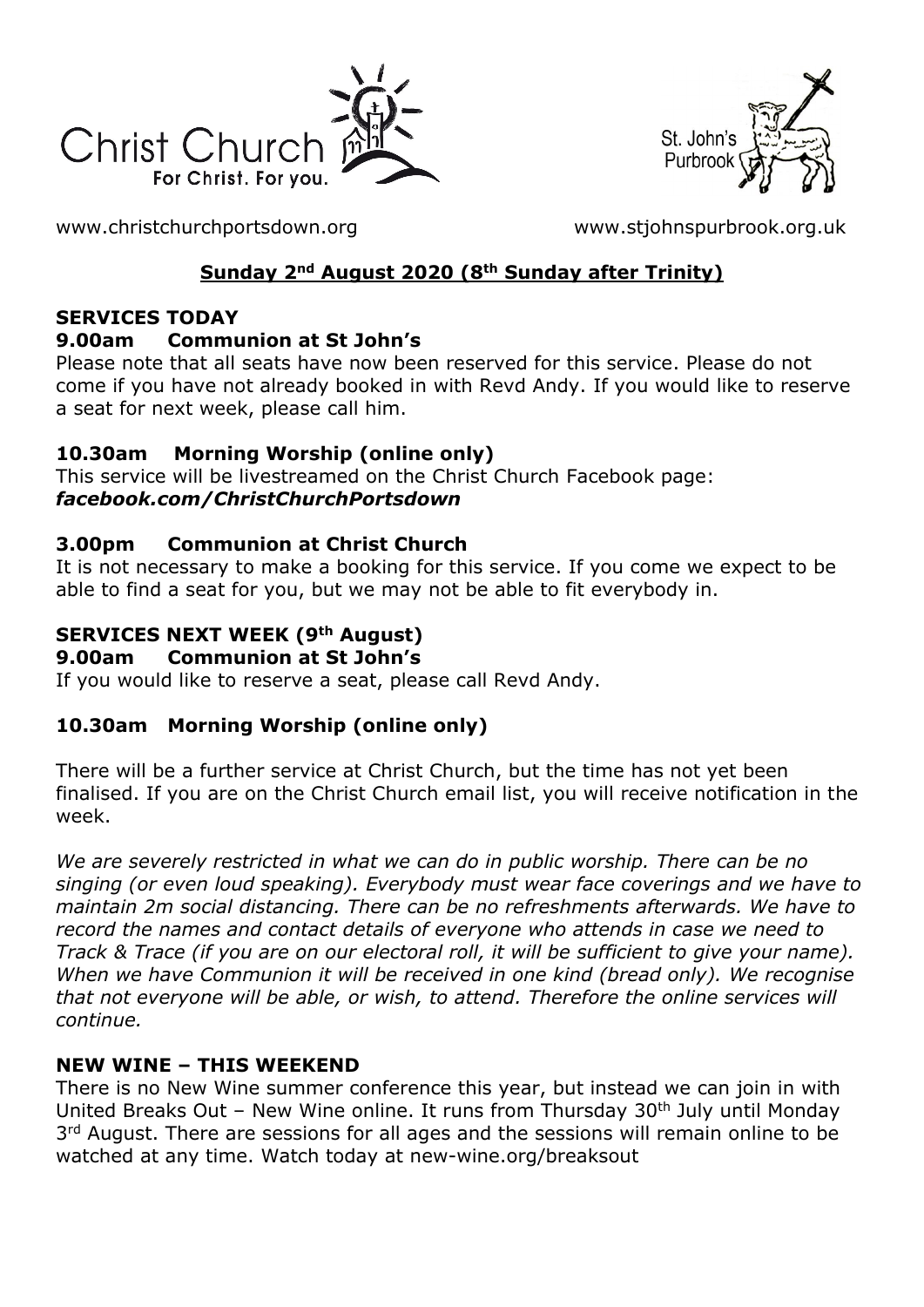Christ Church
For Christ. For you.

St. John's
Purbrook

www.christchurchportsdown.org www.stjohnspurbrook.org.uk

## **Sunday 2nd August 2020 (8th Sunday after Trinity)**

### **SERVICES TODAY**

**9.00am Communion at St John's**

Please note that all seats have now been reserved for this service. Please do not come if you have not already booked in with Revd Andy. If you would like to reserve a seat for next week, please call him.

**10.30am Morning Worship (online only)**

This service will be livestreamed on the Christ Church Facebook page:
***facebook.com/ChristChurchPortsdown***

**3.00pm Communion at Christ Church**

It is not necessary to make a booking for this service. If you come we expect to be able to find a seat for you, but we may not be able to fit everybody in.

### **SERVICES NEXT WEEK (9th August)**

**9.00am Communion at St John's**

If you would like to reserve a seat, please call Revd Andy.

**10.30am Morning Worship (online only)**

There will be a further service at Christ Church, but the time has not yet been finalised. If you are on the Christ Church email list, you will receive notification in the week.

*We are severely restricted in what we can do in public worship. There can be no singing (or even loud speaking). Everybody must wear face coverings and we have to maintain 2m social distancing. There can be no refreshments afterwards. We have to record the names and contact details of everyone who attends in case we need to Track & Trace (if you are on our electoral roll, it will be sufficient to give your name). When we have Communion it will be received in one kind (bread only). We recognise that not everyone will be able, or wish, to attend. Therefore the online services will continue.*

### **NEW WINE – THIS WEEKEND**

There is no New Wine summer conference this year, but instead we can join in with United Breaks Out – New Wine online. It runs from Thursday 30th July until Monday 3rd August. There are sessions for all ages and the sessions will remain online to be watched at any time. Watch today at new-wine.org/breaksout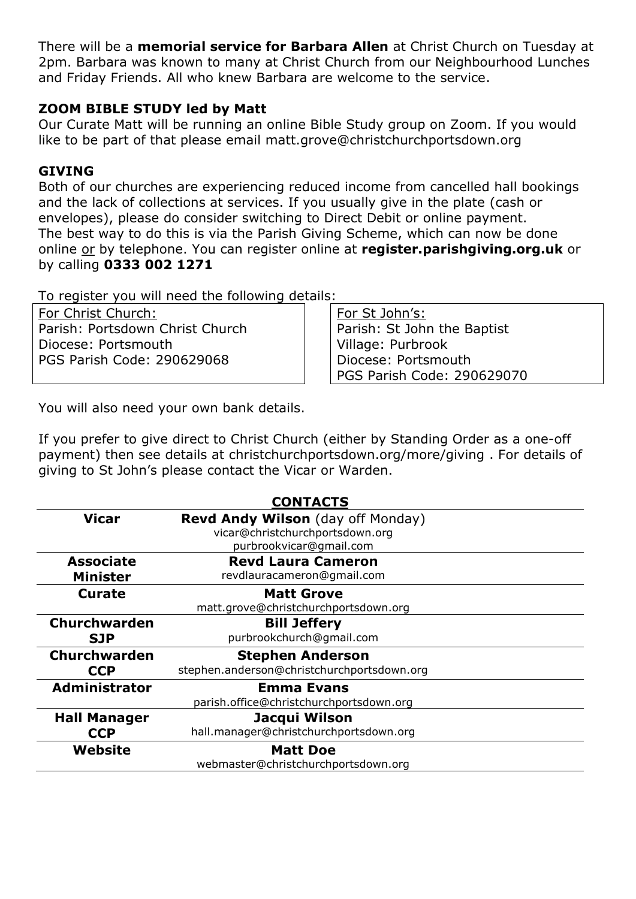There will be a **memorial service for Barbara Allen** at Christ Church on Tuesday at 2pm. Barbara was known to many at Christ Church from our Neighbourhood Lunches and Friday Friends. All who knew Barbara are welcome to the service.

**ZOOM BIBLE STUDY led by Matt**

Our Curate Matt will be running an online Bible Study group on Zoom. If you would like to be part of that please email matt.grove@christchurchportsdown.org

**GIVING**

Both of our churches are experiencing reduced income from cancelled hall bookings and the lack of collections at services. If you usually give in the plate (cash or envelopes), please do consider switching to Direct Debit or online payment.
The best way to do this is via the Parish Giving Scheme, which can now be done online <u>or</u> by telephone. You can register online at **register.parishgiving.org.uk** or by calling **0333 002 1271**

To register you will need the following details:

| For Christ Church: | For St John's: |
|---|---|
| Parish: Portsdown Christ Church | Parish: St John the Baptist |
| Diocese: Portsmouth | Village: Purbrook |
| PGS Parish Code: 290629068 | Diocese: Portsmouth |
| | PGS Parish Code: 290629070 |

You will also need your own bank details.

If you prefer to give direct to Christ Church (either by Standing Order as a one-off payment) then see details at christchurchportsdown.org/more/giving . For details of giving to St John's please contact the Vicar or Warden.

## CONTACTS

| | |
|---|---|
| **Vicar** | **Revd Andy Wilson** (day off Monday)<br>vicar@christchurchportsdown.org<br>purbrookvicar@gmail.com |
| **Associate Minister** | **Revd Laura Cameron**<br>revdlauracameron@gmail.com |
| **Curate** | **Matt Grove**<br>matt.grove@christchurchportsdown.org |
| **Churchwarden SJP** | **Bill Jeffery**<br>purbrookchurch@gmail.com |
| **Churchwarden CCP** | **Stephen Anderson**<br>stephen.anderson@christchurchportsdown.org |
| **Administrator** | **Emma Evans**<br>parish.office@christchurchportsdown.org |
| **Hall Manager CCP** | **Jacqui Wilson**<br>hall.manager@christchurchportsdown.org |
| **Website** | **Matt Doe**<br>webmaster@christchurchportsdown.org |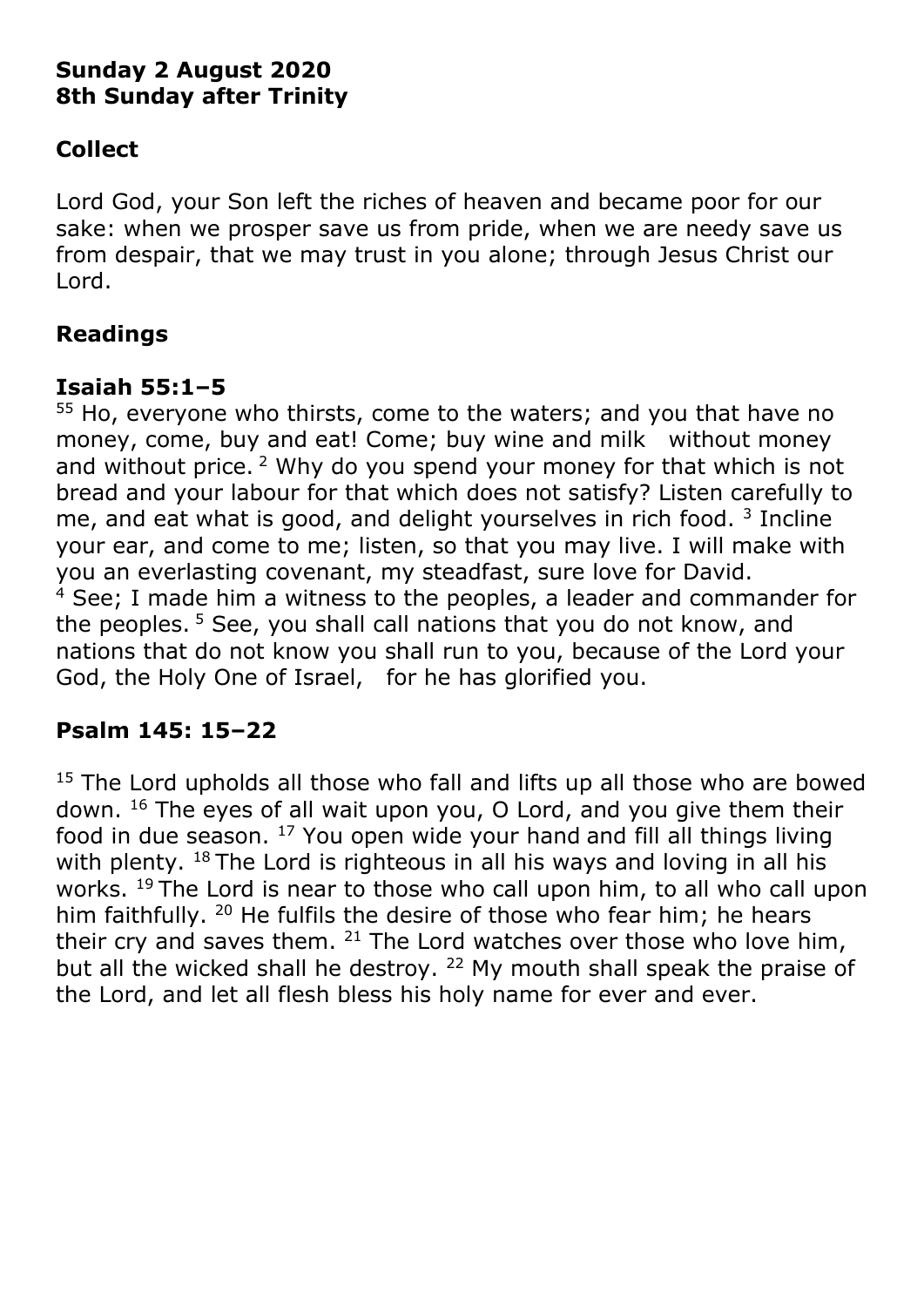**Sunday 2 August 2020**
**8th Sunday after Trinity**

## Collect

Lord God, your Son left the riches of heaven and became poor for our sake: when we prosper save us from pride, when we are needy save us from despair, that we may trust in you alone; through Jesus Christ our Lord.

## Readings

### Isaiah 55:1–5

[55] Ho, everyone who thirsts, come to the waters; and you that have no money, come, buy and eat! Come; buy wine and milk without money and without price. [2] Why do you spend your money for that which is not bread and your labour for that which does not satisfy? Listen carefully to me, and eat what is good, and delight yourselves in rich food. [3] Incline your ear, and come to me; listen, so that you may live. I will make with you an everlasting covenant, my steadfast, sure love for David.
[4] See; I made him a witness to the peoples, a leader and commander for the peoples. [5] See, you shall call nations that you do not know, and nations that do not know you shall run to you, because of the Lord your God, the Holy One of Israel, for he has glorified you.

### Psalm 145: 15–22

[15] The Lord upholds all those who fall and lifts up all those who are bowed down. [16] The eyes of all wait upon you, O Lord, and you give them their food in due season. [17] You open wide your hand and fill all things living with plenty. [18] The Lord is righteous in all his ways and loving in all his works. [19] The Lord is near to those who call upon him, to all who call upon him faithfully. [20] He fulfils the desire of those who fear him; he hears their cry and saves them. [21] The Lord watches over those who love him, but all the wicked shall he destroy. [22] My mouth shall speak the praise of the Lord, and let all flesh bless his holy name for ever and ever.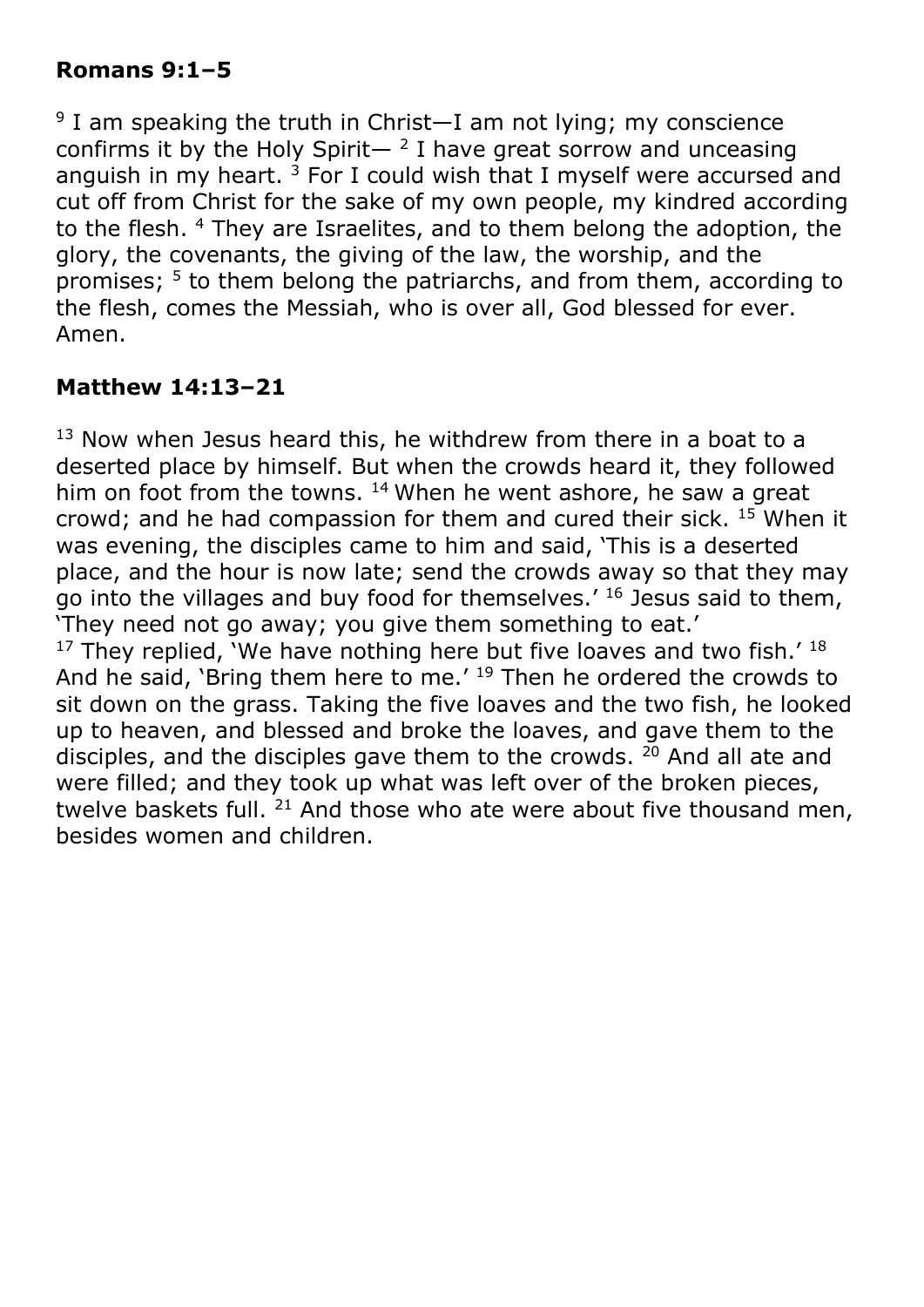**Romans 9:1–5**

[9] I am speaking the truth in Christ—I am not lying; my conscience confirms it by the Holy Spirit— [2] I have great sorrow and unceasing anguish in my heart. [3] For I could wish that I myself were accursed and cut off from Christ for the sake of my own people, my kindred according to the flesh. [4] They are Israelites, and to them belong the adoption, the glory, the covenants, the giving of the law, the worship, and the promises; [5] to them belong the patriarchs, and from them, according to the flesh, comes the Messiah, who is over all, God blessed for ever. Amen.

**Matthew 14:13–21**

[13] Now when Jesus heard this, he withdrew from there in a boat to a deserted place by himself. But when the crowds heard it, they followed him on foot from the towns. [14] When he went ashore, he saw a great crowd; and he had compassion for them and cured their sick. [15] When it was evening, the disciples came to him and said, 'This is a deserted place, and the hour is now late; send the crowds away so that they may go into the villages and buy food for themselves.' [16] Jesus said to them, 'They need not go away; you give them something to eat.'
[17] They replied, 'We have nothing here but five loaves and two fish.' [18] And he said, 'Bring them here to me.' [19] Then he ordered the crowds to sit down on the grass. Taking the five loaves and the two fish, he looked up to heaven, and blessed and broke the loaves, and gave them to the disciples, and the disciples gave them to the crowds. [20] And all ate and were filled; and they took up what was left over of the broken pieces, twelve baskets full. [21] And those who ate were about five thousand men, besides women and children.